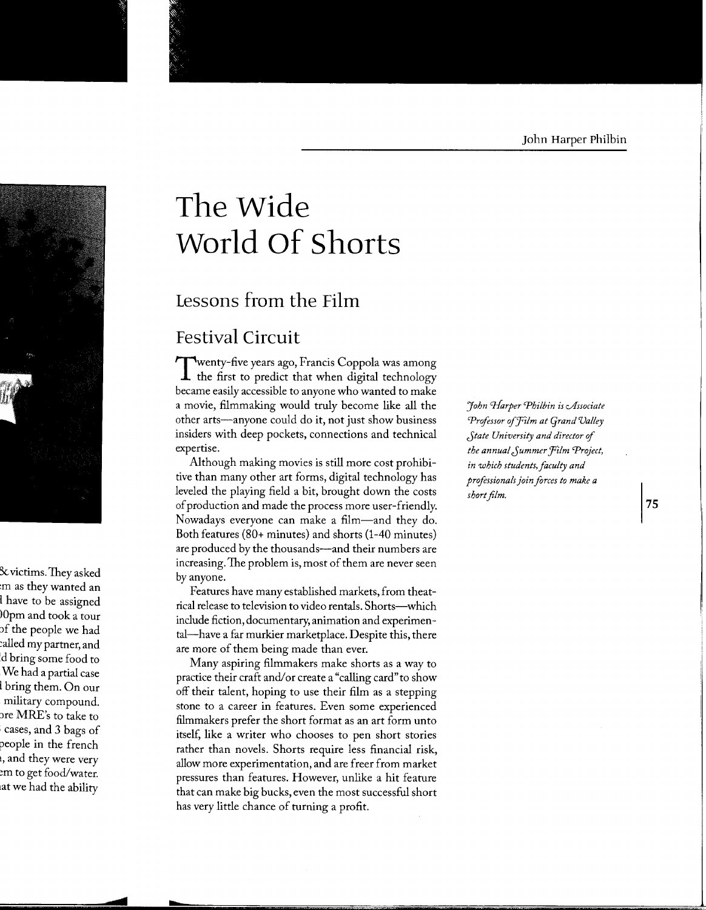# The Wide World Of Shorts

## Lessons from the Film

## Festival Circuit

*John Harper Philbin is Associate Professor of Film at Grand Valley State University and director of the annual Summer Film Project, in which students, faculty and professionals join forces to make a short film.*

Twenty-five years ago, Francis Coppola was among the first to predict that when digital technology became easily accessible to anyone who wanted to make a movie, filmmaking would truly become like all the other arts—anyone could do it, not just show business insiders with deep pockets, connections and technical expertise.

Although making movies is still more cost prohibitive than many other art forms, digital technology has leveled the playing field a bit, brought down the costs of production and made the process more user-friendly. Nowadays everyone can make a film—and they do. Both features (80+ minutes) and shorts (1-40 minutes) are produced by the thousands—and their numbers are increasing. The problem is, most of them are never seen by anyone.

Features have many established markets, from theatrical release to television to video rentals. Shorts—which include fiction, documentary, animation and experimental—have a far murkier marketplace. Despite this, there are more of them being made than ever.

Many aspiring filmmakers make shorts as a way to practice their craft and/or create a "calling card" to show off their talent, hoping to use their film as a stepping stone to a career in features. Even some experienced filmmakers prefer the short format as an art form unto itself, like a writer who chooses to pen short stories rather than novels. Shorts require less financial risk, allow more experimentation, and are freer from market pressures than features. However, unlike a hit feature that can make big bucks, even the most successful short has very little chance of turning a profit.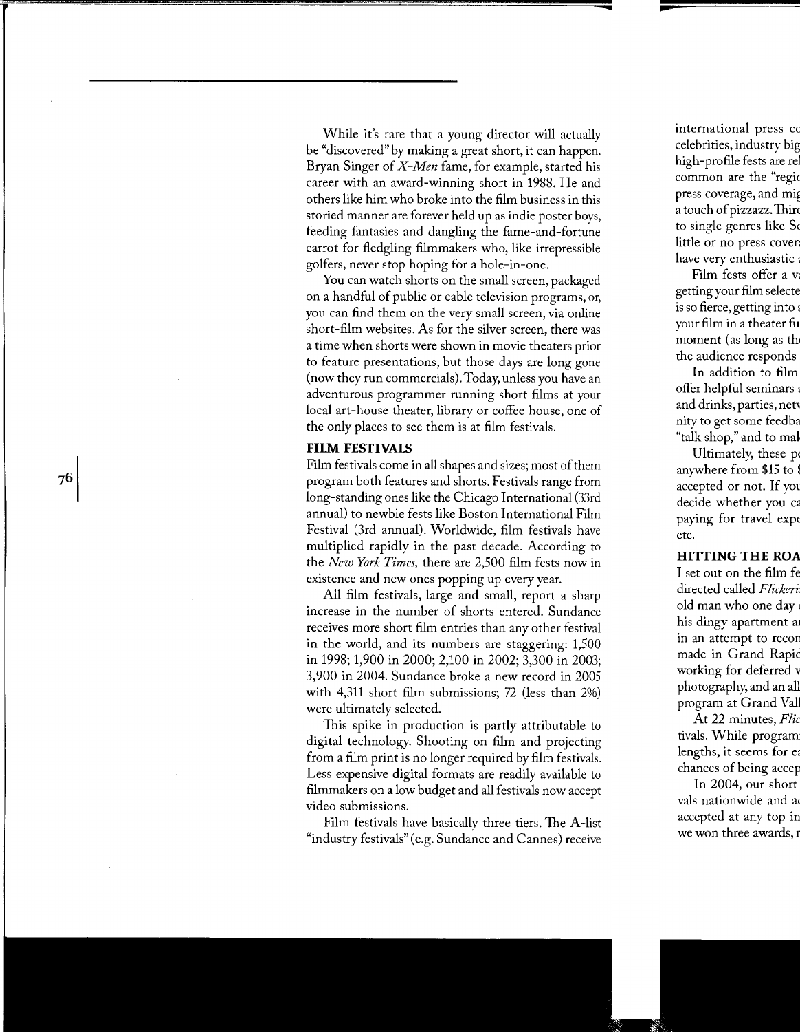While it's rare that a young director will actually be "discovered" by making a great short, it can happen. Bryan Singer of *X-Men* fame, for example, started his career with an award-winning short in 1988. He and others like him who broke into the film business in this storied manner are forever held up as indie poster boys, feeding fantasies and dangling the fame-and-fortune carrot for fledgling filmmakers who, like irrepressible golfers, never stop hoping for a hole-in-one.

You can watch shorts on the small screen, packaged on a handful of public or cable television programs, or, you can find them on the very small screen, via online short-film websites. As for the silver screen, there was a time when shorts were shown in movie theaters prior to feature presentations, but those days are long gone (now they run commercials). Today, unless you have an adventurous programmer running short films at your local art-house theater, library or coffee house, one of the only places to see them is at film festivals.

**FILM FESTIVALS**

Film festivals come in all shapes and sizes; most of them program both features and shorts. Festivals range from long-standing ones like the Chicago International (33rd annual) to newbie fests like Boston International Film Festival (3rd annual). Worldwide, film festivals have multiplied rapidly in the past decade. According to the *New York Times*, there are 2,500 film fests now in existence and new ones popping up every year.

All film festivals, large and small, report a sharp increase in the number of shorts entered. Sundance receives more short film entries than any other festival in the world, and its numbers are staggering: 1,500 in 1998; 1,900 in 2000; 2,100 in 2002; 3,300 in 2003; 3,900 in 2004. Sundance broke a new record in 2005 with 4,311 short film submissions; 72 (less than 2%) were ultimately selected.

This spike in production is partly attributable to digital technology. Shooting on film and projecting from a film print is no longer required by film festivals. Less expensive digital formats are readily available to filmmakers on a low budget and all festivals now accept video submissions.

Film festivals have basically three tiers. The A-list "industry festivals" (e.g. Sundance and Cannes) receive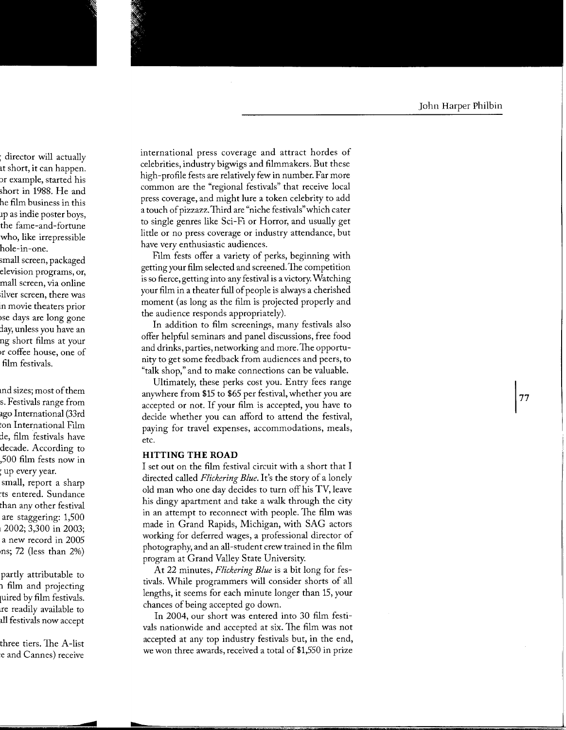international press coverage and attract hordes of celebrities, industry bigwigs and filmmakers. But these high-profile fests are relatively few in number. Far more common are the "regional festivals" that receive local press coverage, and might lure a token celebrity to add a touch of pizzazz. Third are "niche festivals" which cater to single genres like Sci-Fi or Horror, and usually get little or no press coverage or industry attendance, but have very enthusiastic audiences.

Film fests offer a variety of perks, beginning with getting your film selected and screened. The competition is so fierce, getting into any festival is a victory. Watching your film in a theater full of people is always a cherished moment (as long as the film is projected properly and the audience responds appropriately).

In addition to film screenings, many festivals also offer helpful seminars and panel discussions, free food and drinks, parties, networking and more. The opportunity to get some feedback from audiences and peers, to "talk shop," and to make connections can be valuable.

Ultimately, these perks cost you. Entry fees range anywhere from $15 to $65 per festival, whether you are accepted or not. If your film is accepted, you have to decide whether you can afford to attend the festival, paying for travel expenses, accommodations, meals, etc.

### HITTING THE ROAD

I set out on the film festival circuit with a short that I directed called *Flickering Blue*. It's the story of a lonely old man who one day decides to turn off his TV, leave his dingy apartment and take a walk through the city in an attempt to reconnect with people. The film was made in Grand Rapids, Michigan, with SAG actors working for deferred wages, a professional director of photography, and an all-student crew trained in the film program at Grand Valley State University.

At 22 minutes, *Flickering Blue* is a bit long for festivals. While programmers will consider shorts of all lengths, it seems for each minute longer than 15, your chances of being accepted go down.

In 2004, our short was entered into 30 film festivals nationwide and accepted at six. The film was not accepted at any top industry festivals but, in the end, we won three awards, received a total of $1,550 in prize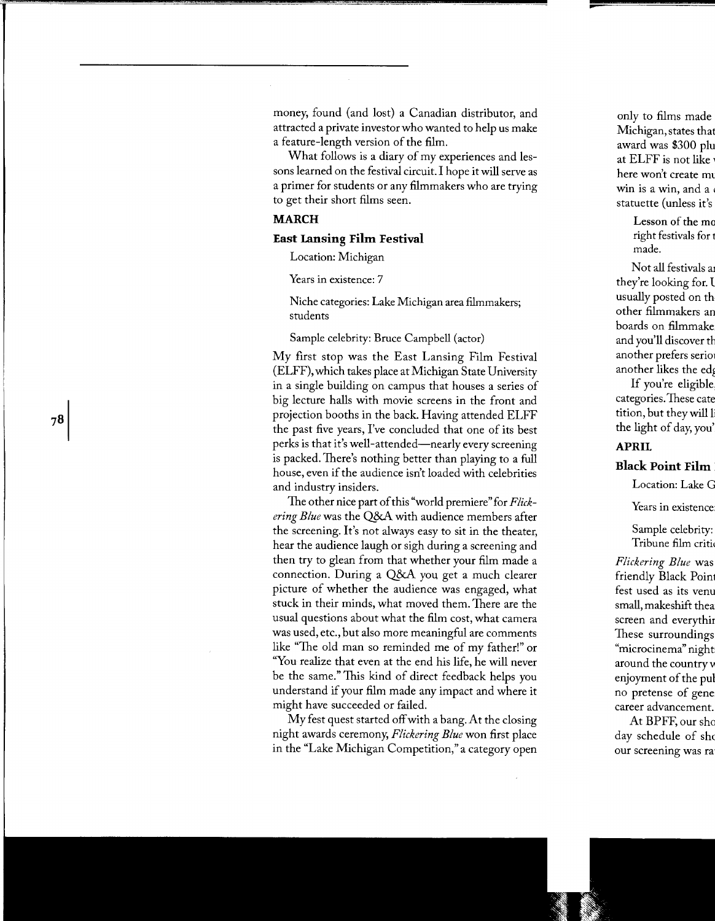money, found (and lost) a Canadian distributor, and attracted a private investor who wanted to help us make a feature-length version of the film.

What follows is a diary of my experiences and lessons learned on the festival circuit. I hope it will serve as a primer for students or any filmmakers who are trying to get their short films seen.

## MARCH

### East Lansing Film Festival

Location: Michigan

Years in existence: 7

Niche categories: Lake Michigan area filmmakers; students

Sample celebrity: Bruce Campbell (actor)

My first stop was the East Lansing Film Festival (ELFF), which takes place at Michigan State University in a single building on campus that houses a series of big lecture halls with movie screens in the front and projection booths in the back. Having attended ELFF the past five years, I've concluded that one of its best perks is that it's well-attended—nearly every screening is packed. There's nothing better than playing to a full house, even if the audience isn't loaded with celebrities and industry insiders.

The other nice part of this "world premiere" for *Flickering Blue* was the Q&A with audience members after the screening. It's not always easy to sit in the theater, hear the audience laugh or sigh during a screening and then try to glean from that whether your film made a connection. During a Q&A you get a much clearer picture of whether the audience was engaged, what stuck in their minds, what moved them. There are the usual questions about what the film cost, what camera was used, etc., but also more meaningful are comments like "The old man so reminded me of my father!" or "You realize that even at the end his life, he will never be the same." This kind of direct feedback helps you understand if your film made any impact and where it might have succeeded or failed.

My fest quest started off with a bang. At the closing night awards ceremony, *Flickering Blue* won first place in the "Lake Michigan Competition," a category open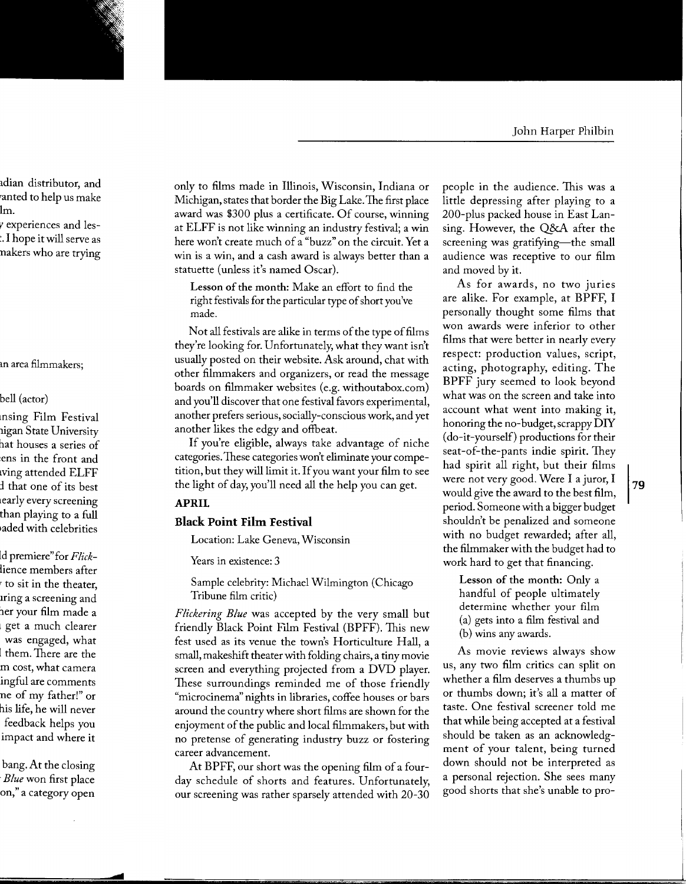only to films made in Illinois, Wisconsin, Indiana or Michigan, states that border the Big Lake. The first place award was $300 plus a certificate. Of course, winning at ELFF is not like winning an industry festival; a win here won't create much of a "buzz" on the circuit. Yet a win is a win, and a cash award is always better than a statuette (unless it's named Oscar).

> **Lesson of the month:** Make an effort to find the right festivals for the particular type of short you've made.

Not all festivals are alike in terms of the type of films they're looking for. Unfortunately, what they want isn't usually posted on their website. Ask around, chat with other filmmakers and organizers, or read the message boards on filmmaker websites (e.g. withoutabox.com) and you'll discover that one festival favors experimental, another prefers serious, socially-conscious work, and yet another likes the edgy and offbeat.

If you're eligible, always take advantage of niche categories. These categories won't eliminate your competition, but they will limit it. If you want your film to see the light of day, you'll need all the help you can get.

## APRIL

### Black Point Film Festival

Location: Lake Geneva, Wisconsin

Years in existence: 3

Sample celebrity: Michael Wilmington (Chicago Tribune film critic)

*Flickering Blue* was accepted by the very small but friendly Black Point Film Festival (BPFF). This new fest used as its venue the town's Horticulture Hall, a small, makeshift theater with folding chairs, a tiny movie screen and everything projected from a DVD player. These surroundings reminded me of those friendly "microcinema" nights in libraries, coffee houses or bars around the country where short films are shown for the enjoyment of the public and local filmmakers, but with no pretense of generating industry buzz or fostering career advancement.

At BPFF, our short was the opening film of a four-day schedule of shorts and features. Unfortunately, our screening was rather sparsely attended with 20-30 people in the audience. This was a little depressing after playing to a 200-plus packed house in East Lansing. However, the Q&A after the screening was gratifying—the small audience was receptive to our film and moved by it.

As for awards, no two juries are alike. For example, at BPFF, I personally thought some films that won awards were inferior to other films that were better in nearly every respect: production values, script, acting, photography, editing. The BPFF jury seemed to look beyond what was on the screen and take into account what went into making it, honoring the no-budget, scrappy DIY (do-it-yourself) productions for their seat-of-the-pants indie spirit. They had spirit all right, but their films were not very good. Were I a juror, I would give the award to the best film, period. Someone with a bigger budget shouldn't be penalized and someone with no budget rewarded; after all, the filmmaker with the budget had to work hard to get that financing.

> **Lesson of the month:** Only a handful of people ultimately determine whether your film
> (a) gets into a film festival and
> (b) wins any awards.

As movie reviews always show us, any two film critics can split on whether a film deserves a thumbs up or thumbs down; it's all a matter of taste. One festival screener told me that while being accepted at a festival should be taken as an acknowledgment of your talent, being turned down should not be interpreted as a personal rejection. She sees many good shorts that she's unable to pro-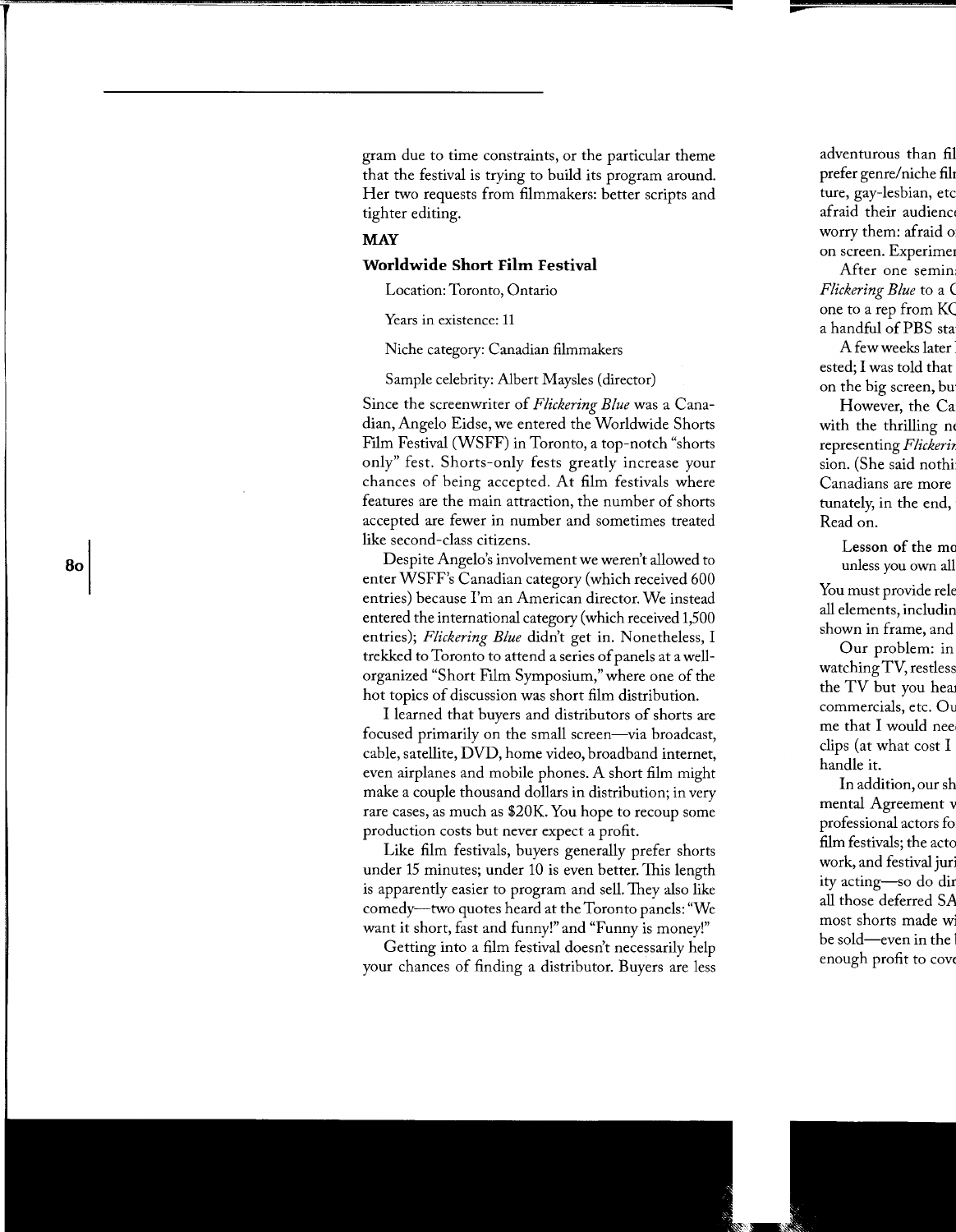gram due to time constraints, or the particular theme that the festival is trying to build its program around. Her two requests from filmmakers: better scripts and tighter editing.

## MAY

### Worldwide Short Film Festival

Location: Toronto, Ontario

Years in existence: 11

Niche category: Canadian filmmakers

Sample celebrity: Albert Maysles (director)

Since the screenwriter of *Flickering Blue* was a Canadian, Angelo Eidse, we entered the Worldwide Shorts Film Festival (WSFF) in Toronto, a top-notch "shorts only" fest. Shorts-only fests greatly increase your chances of being accepted. At film festivals where features are the main attraction, the number of shorts accepted are fewer in number and sometimes treated like second-class citizens.

Despite Angelo's involvement we weren't allowed to enter WSFF's Canadian category (which received 600 entries) because I'm an American director. We instead entered the international category (which received 1,500 entries); *Flickering Blue* didn't get in. Nonetheless, I trekked to Toronto to attend a series of panels at a well-organized "Short Film Symposium," where one of the hot topics of discussion was short film distribution.

I learned that buyers and distributors of shorts are focused primarily on the small screen—via broadcast, cable, satellite, DVD, home video, broadband internet, even airplanes and mobile phones. A short film might make a couple thousand dollars in distribution; in very rare cases, as much as $20K. You hope to recoup some production costs but never expect a profit.

Like film festivals, buyers generally prefer shorts under 15 minutes; under 10 is even better. This length is apparently easier to program and sell. They also like comedy—two quotes heard at the Toronto panels: "We want it short, fast and funny!" and "Funny is money!"

Getting into a film festival doesn't necessarily help your chances of finding a distributor. Buyers are less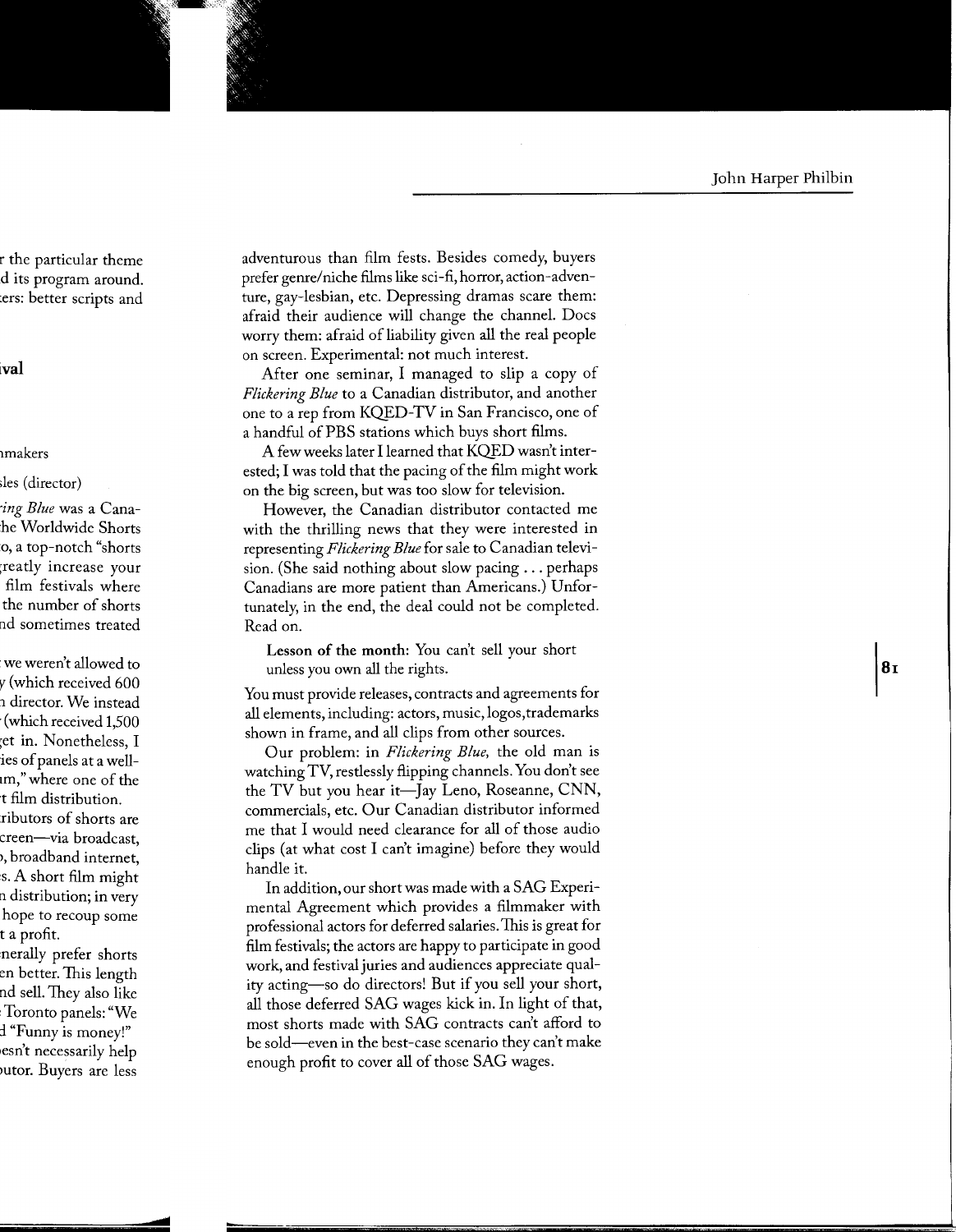adventurous than film fests. Besides comedy, buyers prefer genre/niche films like sci-fi, horror, action-adventure, gay-lesbian, etc. Depressing dramas scare them: afraid their audience will change the channel. Docs worry them: afraid of liability given all the real people on screen. Experimental: not much interest.

After one seminar, I managed to slip a copy of *Flickering Blue* to a Canadian distributor, and another one to a rep from KQED-TV in San Francisco, one of a handful of PBS stations which buys short films.

A few weeks later I learned that KQED wasn't interested; I was told that the pacing of the film might work on the big screen, but was too slow for television.

However, the Canadian distributor contacted me with the thrilling news that they were interested in representing *Flickering Blue* for sale to Canadian television. (She said nothing about slow pacing . . . perhaps Canadians are more patient than Americans.) Unfortunately, in the end, the deal could not be completed. Read on.

> **Lesson of the month**: You can't sell your short unless you own all the rights.

You must provide releases, contracts and agreements for all elements, including: actors, music, logos, trademarks shown in frame, and all clips from other sources.

Our problem: in *Flickering Blue,* the old man is watching TV, restlessly flipping channels. You don't see the TV but you hear it—Jay Leno, Roseanne, CNN, commercials, etc. Our Canadian distributor informed me that I would need clearance for all of those audio clips (at what cost I can't imagine) before they would handle it.

In addition, our short was made with a SAG Experimental Agreement which provides a filmmaker with professional actors for deferred salaries. This is great for film festivals; the actors are happy to participate in good work, and festival juries and audiences appreciate quality acting—so do directors! But if you sell your short, all those deferred SAG wages kick in. In light of that, most shorts made with SAG contracts can't afford to be sold—even in the best-case scenario they can't make enough profit to cover all of those SAG wages.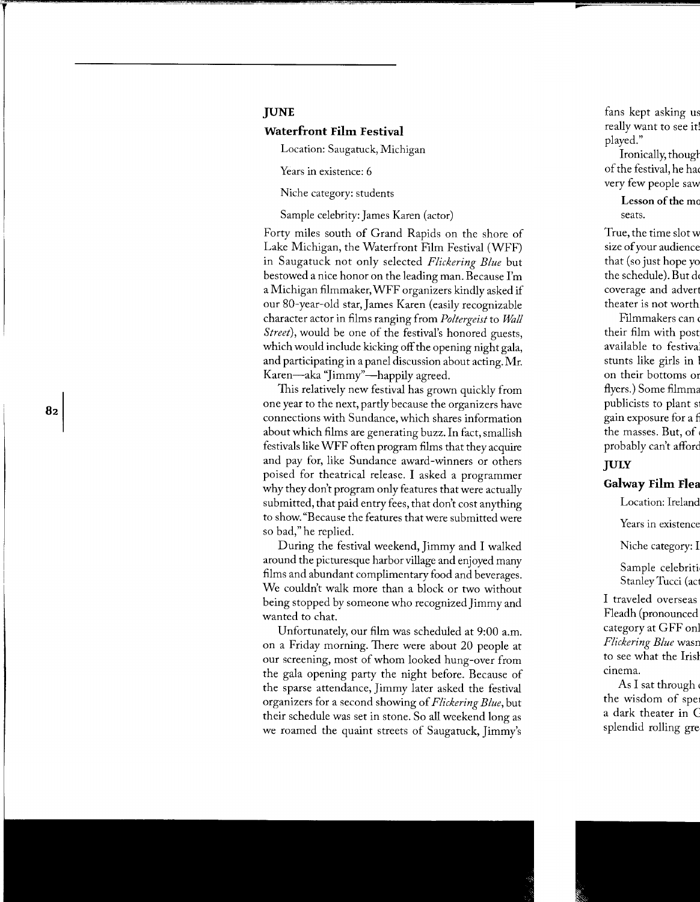## JUNE

### Waterfront Film Festival

Location: Saugatuck, Michigan

Years in existence: 6

Niche category: students

Sample celebrity: James Karen (actor)

Forty miles south of Grand Rapids on the shore of Lake Michigan, the Waterfront Film Festival (WFF) in Saugatuck not only selected *Flickering Blue* but bestowed a nice honor on the leading man. Because I'm a Michigan filmmaker, WFF organizers kindly asked if our 80-year-old star, James Karen (easily recognizable character actor in films ranging from *Poltergeist* to *Wall Street*), would be one of the festival's honored guests, which would include kicking off the opening night gala, and participating in a panel discussion about acting. Mr. Karen—aka "Jimmy"—happily agreed.

This relatively new festival has grown quickly from one year to the next, partly because the organizers have connections with Sundance, which shares information about which films are generating buzz. In fact, smallish festivals like WFF often program films that they acquire and pay for, like Sundance award-winners or others poised for theatrical release. I asked a programmer why they don't program only features that were actually submitted, that paid entry fees, that don't cost anything to show. "Because the features that were submitted were so bad," he replied.

During the festival weekend, Jimmy and I walked around the picturesque harbor village and enjoyed many films and abundant complimentary food and beverages. We couldn't walk more than a block or two without being stopped by someone who recognized Jimmy and wanted to chat.

Unfortunately, our film was scheduled at 9:00 a.m. on a Friday morning. There were about 20 people at our screening, most of whom looked hung-over from the gala opening party the night before. Because of the sparse attendance, Jimmy later asked the festival organizers for a second showing of *Flickering Blue*, but their schedule was set in stone. So all weekend long as we roamed the quaint streets of Saugatuck, Jimmy's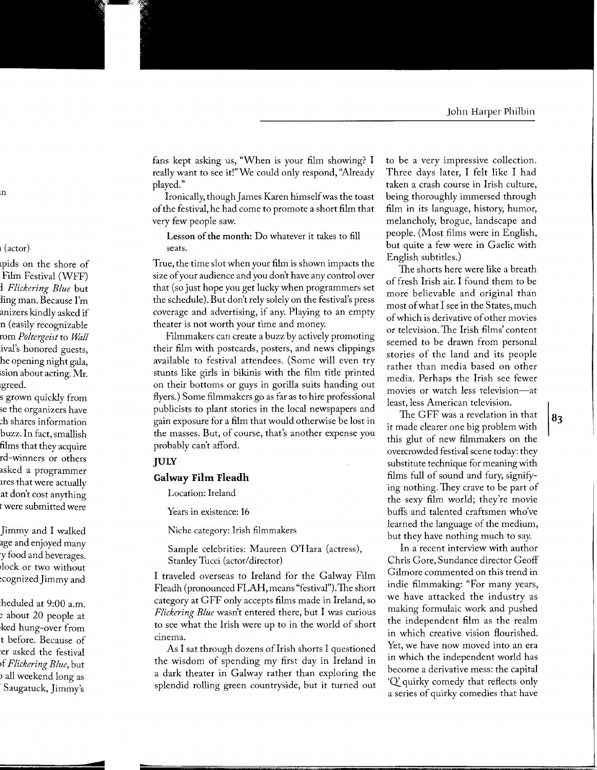fans kept asking us, "When is your film showing? I really want to see it!" We could only respond, "Already played."

Ironically, though James Karen himself was the toast of the festival, he had come to promote a short film that very few people saw.

**Lesson of the month:** Do whatever it takes to fill seats.

True, the time slot when your film is shown impacts the size of your audience and you don't have any control over that (so just hope you get lucky when programmers set the schedule). But don't rely solely on the festival's press coverage and advertising, if any. Playing to an empty theater is not worth your time and money.

Filmmakers can create a buzz by actively promoting their film with postcards, posters, and news clippings available to festival attendees. (Some will even try stunts like girls in bikinis with the film title printed on their bottoms or guys in gorilla suits handing out flyers.) Some filmmakers go as far as to hire professional publicists to plant stories in the local newspapers and gain exposure for a film that would otherwise be lost in the masses. But, of course, that's another expense you probably can't afford.

## JULY

### Galway Film Fleadh

Location: Ireland

Years in existence: 16

Niche category: Irish filmmakers

Sample celebrities: Maureen O'Hara (actress), Stanley Tucci (actor/director)

I traveled overseas to Ireland for the Galway Film Fleadh (pronounced FLAH, means "festival"). The short category at GFF only accepts films made in Ireland, so *Flickering Blue* wasn't entered there, but I was curious to see what the Irish were up to in the world of short cinema.

As I sat through dozens of Irish shorts I questioned the wisdom of spending my first day in Ireland in a dark theater in Galway rather than exploring the splendid rolling green countryside, but it turned out to be a very impressive collection. Three days later, I felt like I had taken a crash course in Irish culture, being thoroughly immersed through film in its language, history, humor, melancholy, brogue, landscape and people. (Most films were in English, but quite a few were in Gaelic with English subtitles.)

The shorts here were like a breath of fresh Irish air. I found them to be more believable and original than most of what I see in the States, much of which is derivative of other movies or television. The Irish films' content seemed to be drawn from personal stories of the land and its people rather than media based on other media. Perhaps the Irish see fewer movies or watch less television—at least, less American television.

The GFF was a revelation in that it made clearer one big problem with this glut of new filmmakers on the overcrowded festival scene today: they substitute technique for meaning with films full of sound and fury, signifying nothing. They crave to be part of the sexy film world; they're movie buffs and talented craftsmen who've learned the language of the medium, but they have nothing much to say.

In a recent interview with author Chris Gore, Sundance director Geoff Gilmore commented on this trend in indie filmmaking: "For many years, we have attacked the industry as making formulaic work and pushed the independent film as the realm in which creative vision flourished. Yet, we have now moved into an era in which the independent world has become a derivative mess: the capital 'Q' quirky comedy that reflects only a series of quirky comedies that have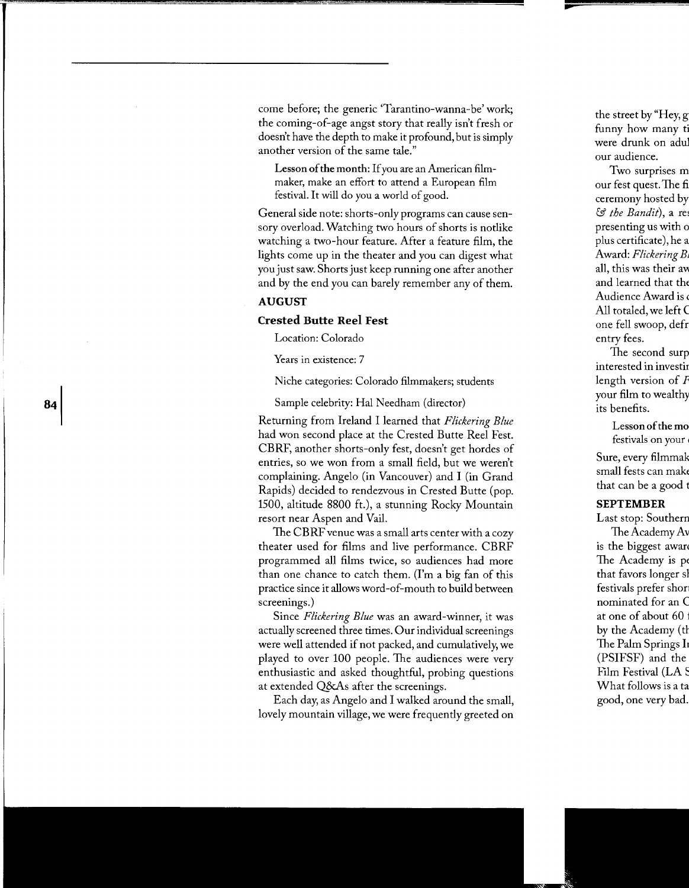come before; the generic 'Tarantino-wanna-be' work; the coming-of-age angst story that really isn't fresh or doesn't have the depth to make it profound, but is simply another version of the same tale."

> **Lesson of the month:** If you are an American filmmaker, make an effort to attend a European film festival. It will do you a world of good.

General side note: shorts-only programs can cause sensory overload. Watching two hours of shorts is notlike watching a two-hour feature. After a feature film, the lights come up in the theater and you can digest what you just saw. Shorts just keep running one after another and by the end you can barely remember any of them.

## AUGUST

### Crested Butte Reel Fest

Location: Colorado

Years in existence: 7

Niche categories: Colorado filmmakers; students

Sample celebrity: Hal Needham (director)

Returning from Ireland I learned that *Flickering Blue* had won second place at the Crested Butte Reel Fest. CBRF, another shorts-only fest, doesn't get hordes of entries, so we won from a small field, but we weren't complaining. Angelo (in Vancouver) and I (in Grand Rapids) decided to rendezvous in Crested Butte (pop. 1500, altitude 8800 ft.), a stunning Rocky Mountain resort near Aspen and Vail.

The CBRF venue was a small arts center with a cozy theater used for films and live performance. CBRF programmed all films twice, so audiences had more than one chance to catch them. (I'm a big fan of this practice since it allows word-of-mouth to build between screenings.)

Since *Flickering Blue* was an award-winner, it was actually screened three times. Our individual screenings were well attended if not packed, and cumulatively, we played to over 100 people. The audiences were very enthusiastic and asked thoughtful, probing questions at extended Q&As after the screenings.

Each day, as Angelo and I walked around the small, lovely mountain village, we were frequently greeted on the street by "Hey, g funny how many ti were drunk on adul our audience.

Two surprises m our fest quest. The fi ceremony hosted by *& the Bandit*), a re presenting us with o plus certificate), he a Award: *Flickering B* all, this was their aw and learned that the Audience Award is All totaled, we left C one fell swoop, defr entry fees.

The second surp interested in investi length version of *F* your film to wealthy its benefits.

> **Lesson of the mo** festivals on your

Sure, every filmmak small fests can make that can be a good t

## SEPTEMBER

Last stop: Southern

The Academy Av is the biggest awar The Academy is pe that favors longer sh festivals prefer short nominated for an O at one of about 60 by the Academy (th The Palm Springs In (PSIFSF) and the Film Festival (LA S What follows is a ta good, one very bad.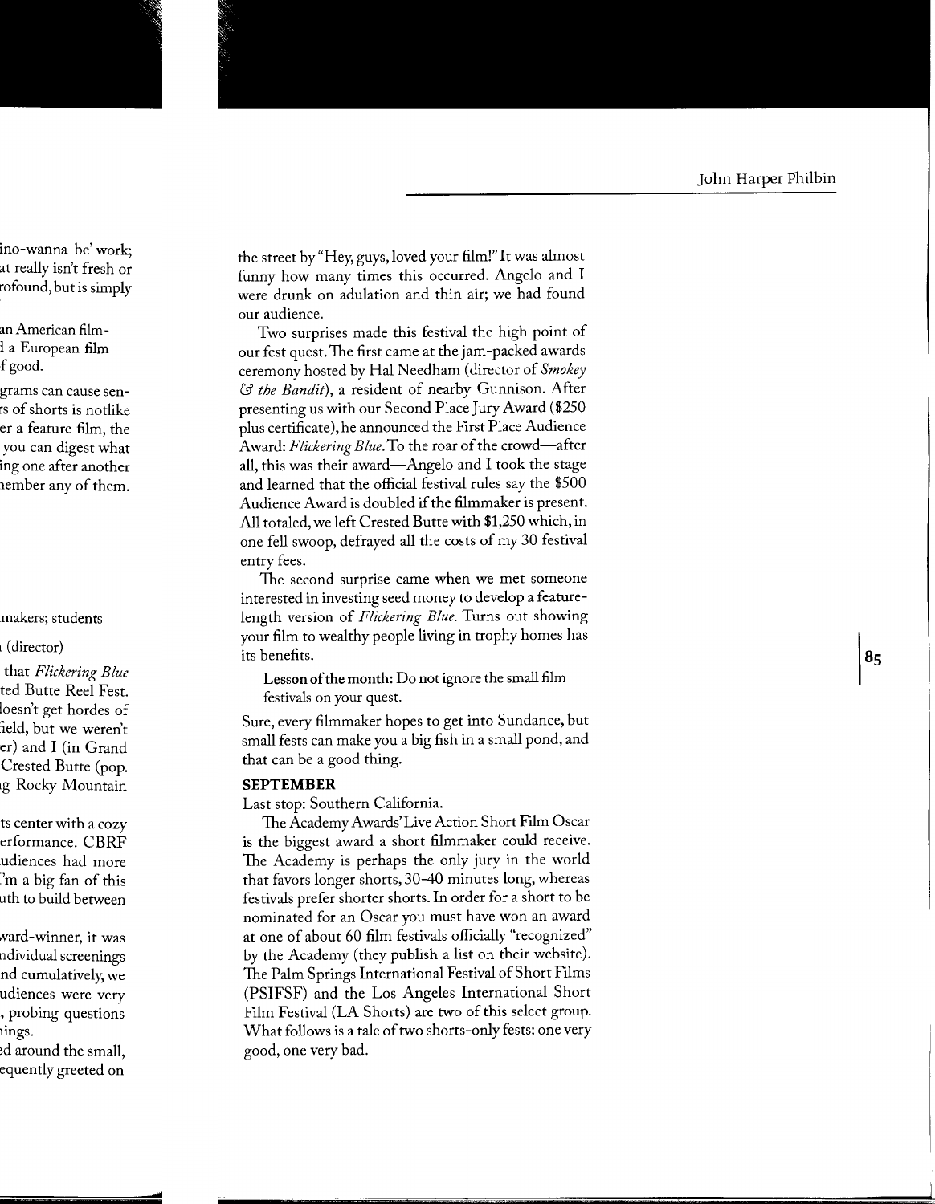the street by "Hey, guys, loved your film!" It was almost funny how many times this occurred. Angelo and I were drunk on adulation and thin air; we had found our audience.

Two surprises made this festival the high point of our fest quest. The first came at the jam-packed awards ceremony hosted by Hal Needham (director of *Smokey & the Bandit*), a resident of nearby Gunnison. After presenting us with our Second Place Jury Award ($250 plus certificate), he announced the First Place Audience Award: *Flickering Blue*. To the roar of the crowd—after all, this was their award—Angelo and I took the stage and learned that the official festival rules say the $500 Audience Award is doubled if the filmmaker is present. All totaled, we left Crested Butte with $1,250 which, in one fell swoop, defrayed all the costs of my 30 festival entry fees.

The second surprise came when we met someone interested in investing seed money to develop a feature-length version of *Flickering Blue*. Turns out showing your film to wealthy people living in trophy homes has its benefits.

> **Lesson of the month:** Do not ignore the small film festivals on your quest.

Sure, every filmmaker hopes to get into Sundance, but small fests can make you a big fish in a small pond, and that can be a good thing.

**SEPTEMBER**

Last stop: Southern California.

The Academy Awards' Live Action Short Film Oscar is the biggest award a short filmmaker could receive. The Academy is perhaps the only jury in the world that favors longer shorts, 30-40 minutes long, whereas festivals prefer shorter shorts. In order for a short to be nominated for an Oscar you must have won an award at one of about 60 film festivals officially "recognized" by the Academy (they publish a list on their website). The Palm Springs International Festival of Short Films (PSIFSF) and the Los Angeles International Short Film Festival (LA Shorts) are two of this select group. What follows is a tale of two shorts-only fests: one very good, one very bad.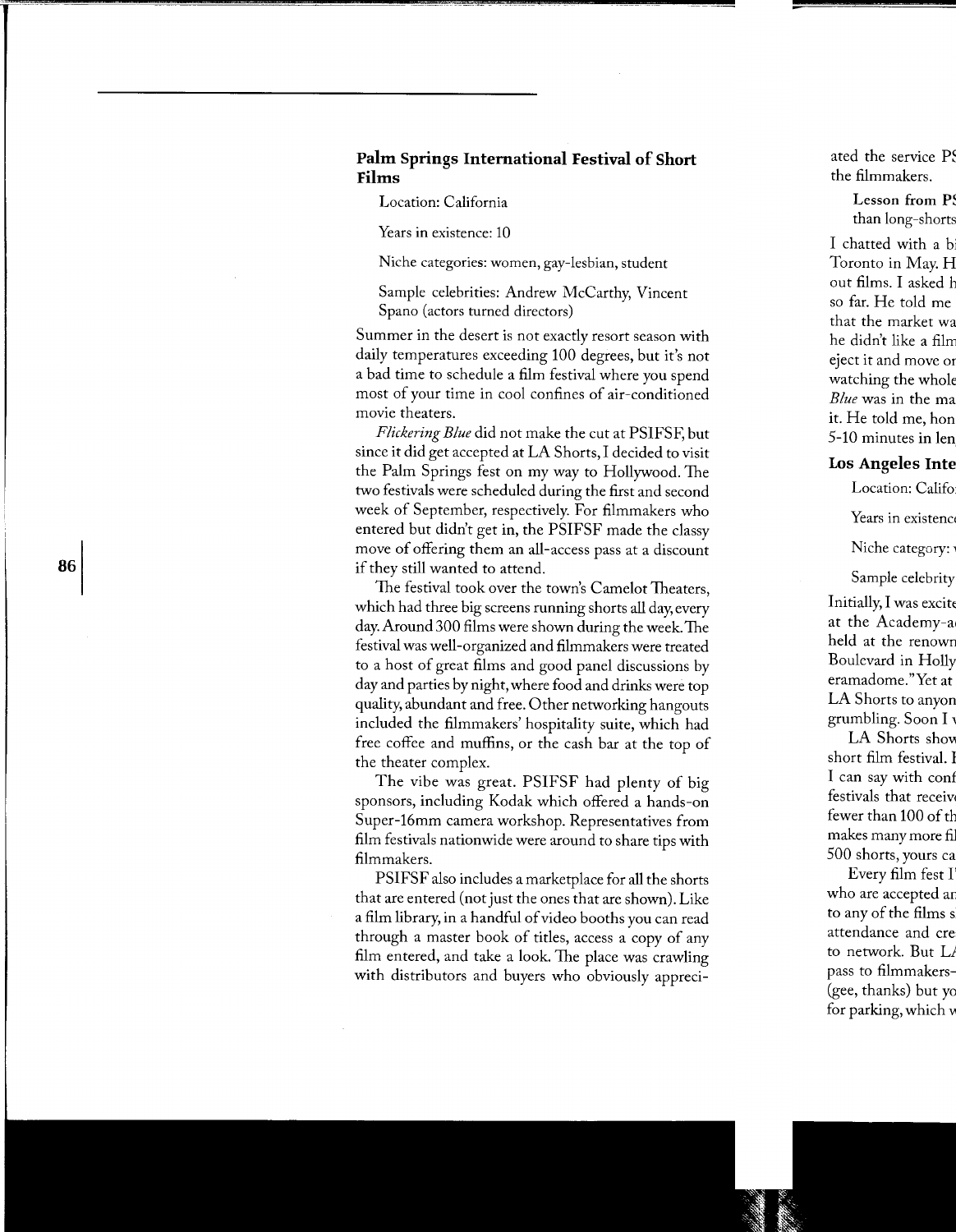## Palm Springs International Festival of Short Films

Location: California

Years in existence: 10

Niche categories: women, gay-lesbian, student

Sample celebrities: Andrew McCarthy, Vincent Spano (actors turned directors)

Summer in the desert is not exactly resort season with daily temperatures exceeding 100 degrees, but it's not a bad time to schedule a film festival where you spend most of your time in cool confines of air-conditioned movie theaters.

*Flickering Blue* did not make the cut at PSIFSF, but since it did get accepted at LA Shorts, I decided to visit the Palm Springs fest on my way to Hollywood. The two festivals were scheduled during the first and second week of September, respectively. For filmmakers who entered but didn't get in, the PSIFSF made the classy move of offering them an all-access pass at a discount if they still wanted to attend.

The festival took over the town's Camelot Theaters, which had three big screens running shorts all day, every day. Around 300 films were shown during the week. The festival was well-organized and filmmakers were treated to a host of great films and good panel discussions by day and parties by night, where food and drinks were top quality, abundant and free. Other networking hangouts included the filmmakers' hospitality suite, which had free coffee and muffins, or the cash bar at the top of the theater complex.

The vibe was great. PSIFSF had plenty of big sponsors, including Kodak which offered a hands-on Super-16mm camera workshop. Representatives from film festivals nationwide were around to share tips with filmmakers.

PSIFSF also includes a marketplace for all the shorts that are entered (not just the ones that are shown). Like a film library, in a handful of video booths you can read through a master book of titles, access a copy of any film entered, and take a look. The place was crawling with distributors and buyers who obviously appreci-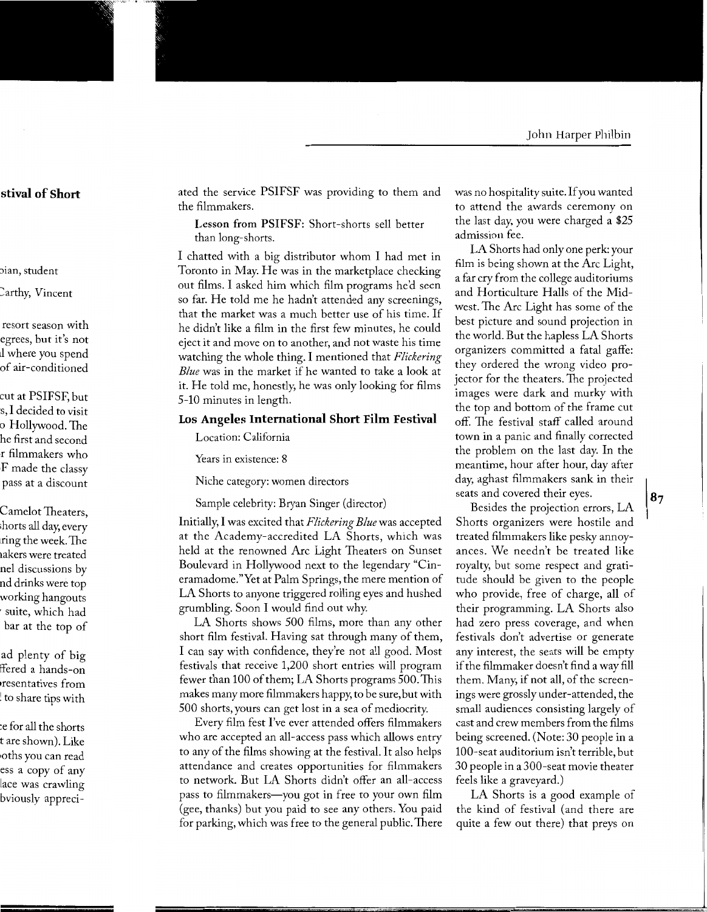ated the service PSIFSF was providing to them and the filmmakers.

> **Lesson from PSIFSF:** Short-shorts sell better than long-shorts.

I chatted with a big distributor whom I had met in Toronto in May. He was in the marketplace checking out films. I asked him which film programs he'd seen so far. He told me he hadn't attended any screenings, that the market was a much better use of his time. If he didn't like a film in the first few minutes, he could eject it and move on to another, and not waste his time watching the whole thing. I mentioned that *Flickering Blue* was in the market if he wanted to take a look at it. He told me, honestly, he was only looking for films 5-10 minutes in length.

## Los Angeles International Short Film Festival

Location: California

Years in existence: 8

Niche category: women directors

Sample celebrity: Bryan Singer (director)

Initially, I was excited that *Flickering Blue* was accepted at the Academy-accredited LA Shorts, which was held at the renowned Arc Light Theaters on Sunset Boulevard in Hollywood next to the legendary "Cineramadome." Yet at Palm Springs, the mere mention of LA Shorts to anyone triggered rolling eyes and hushed grumbling. Soon I would find out why.

LA Shorts shows 500 films, more than any other short film festival. Having sat through many of them, I can say with confidence, they're not all good. Most festivals that receive 1,200 short entries will program fewer than 100 of them; LA Shorts programs 500. This makes many more filmmakers happy, to be sure, but with 500 shorts, yours can get lost in a sea of mediocrity.

Every film fest I've ever attended offers filmmakers who are accepted an all-access pass which allows entry to any of the films showing at the festival. It also helps attendance and creates opportunities for filmmakers to network. But LA Shorts didn't offer an all-access pass to filmmakers—you got in free to your own film (gee, thanks) but you paid to see any others. You paid for parking, which was free to the general public. There was no hospitality suite. If you wanted to attend the awards ceremony on the last day, you were charged a $25 admission fee.

LA Shorts had only one perk: your film is being shown at the Arc Light, a far cry from the college auditoriums and Horticulture Halls of the Midwest. The Arc Light has some of the best picture and sound projection in the world. But the hapless LA Shorts organizers committed a fatal gaffe: they ordered the wrong video projector for the theaters. The projected images were dark and murky with the top and bottom of the frame cut off. The festival staff called around town in a panic and finally corrected the problem on the last day. In the meantime, hour after hour, day after day, aghast filmmakers sank in their seats and covered their eyes.

Besides the projection errors, LA Shorts organizers were hostile and treated filmmakers like pesky annoyances. We needn't be treated like royalty, but some respect and gratitude should be given to the people who provide, free of charge, all of their programming. LA Shorts also had zero press coverage, and when festivals don't advertise or generate any interest, the seats will be empty if the filmmaker doesn't find a way fill them. Many, if not all, of the screenings were grossly under-attended, the small audiences consisting largely of cast and crew members from the films being screened. (Note: 30 people in a 100-seat auditorium isn't terrible, but 30 people in a 300-seat movie theater feels like a graveyard.)

LA Shorts is a good example of the kind of festival (and there are quite a few out there) that preys on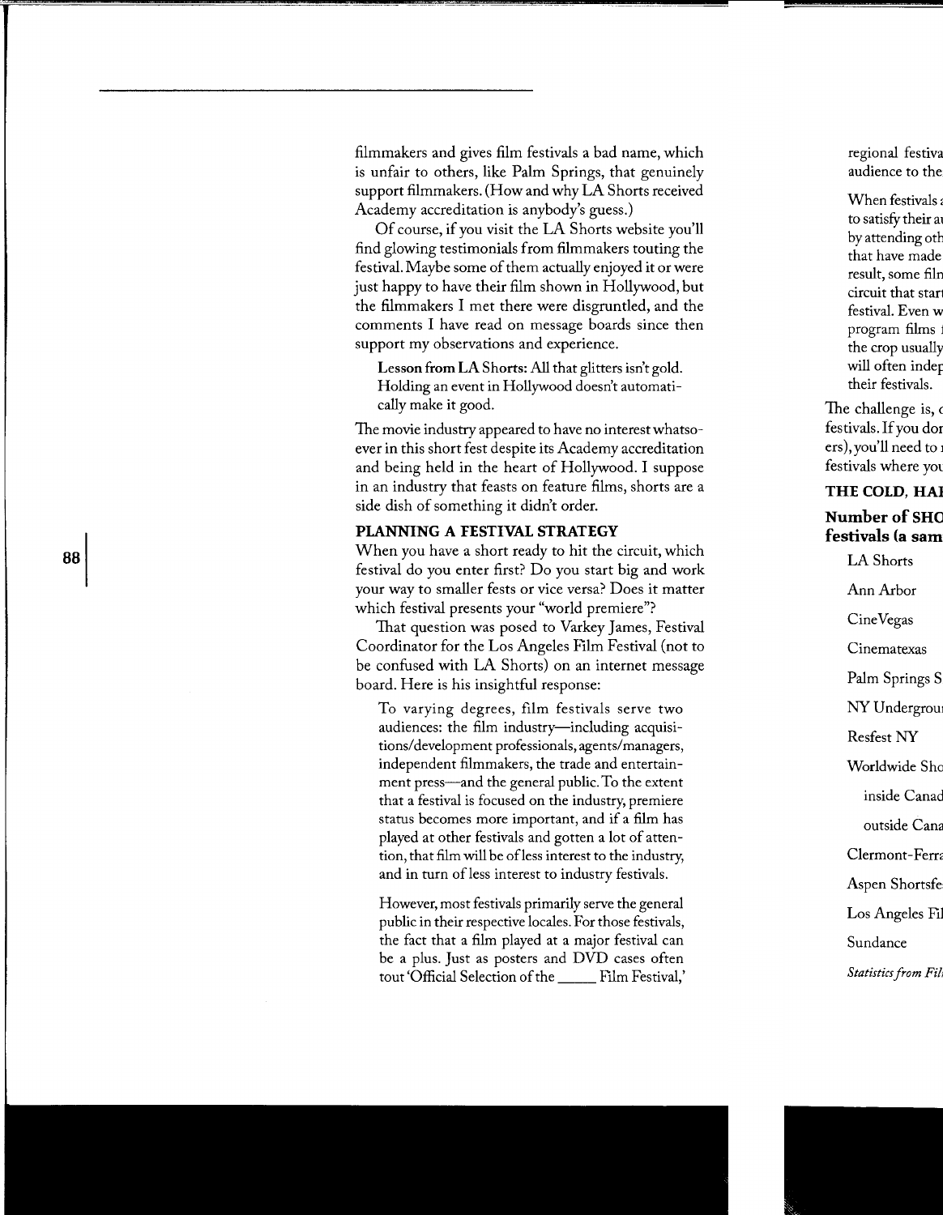filmmakers and gives film festivals a bad name, which is unfair to others, like Palm Springs, that genuinely support filmmakers. (How and why LA Shorts received Academy accreditation is anybody's guess.)

Of course, if you visit the LA Shorts website you'll find glowing testimonials from filmmakers touting the festival. Maybe some of them actually enjoyed it or were just happy to have their film shown in Hollywood, but the filmmakers I met there were disgruntled, and the comments I have read on message boards since then support my observations and experience.

> **Lesson from LA Shorts:** All that glitters isn't gold. Holding an event in Hollywood doesn't automatically make it good.

The movie industry appeared to have no interest whatsoever in this short fest despite its Academy accreditation and being held in the heart of Hollywood. I suppose in an industry that feasts on feature films, shorts are a side dish of something it didn't order.

## PLANNING A FESTIVAL STRATEGY

When you have a short ready to hit the circuit, which festival do you enter first? Do you start big and work your way to smaller fests or vice versa? Does it matter which festival presents your "world premiere"?

That question was posed to Varkey James, Festival Coordinator for the Los Angeles Film Festival (not to be confused with LA Shorts) on an internet message board. Here is his insightful response:

> To varying degrees, film festivals serve two audiences: the film industry—including acquisitions/development professionals, agents/managers, independent filmmakers, the trade and entertainment press—and the general public. To the extent that a festival is focused on the industry, premiere status becomes more important, and if a film has played at other festivals and gotten a lot of attention, that film will be of less interest to the industry, and in turn of less interest to industry festivals.
>
> However, most festivals primarily serve the general public in their respective locales. For those festivals, the fact that a film played at a major festival can be a plus. Just as posters and DVD cases often tout 'Official Selection of the _____ Film Festival,'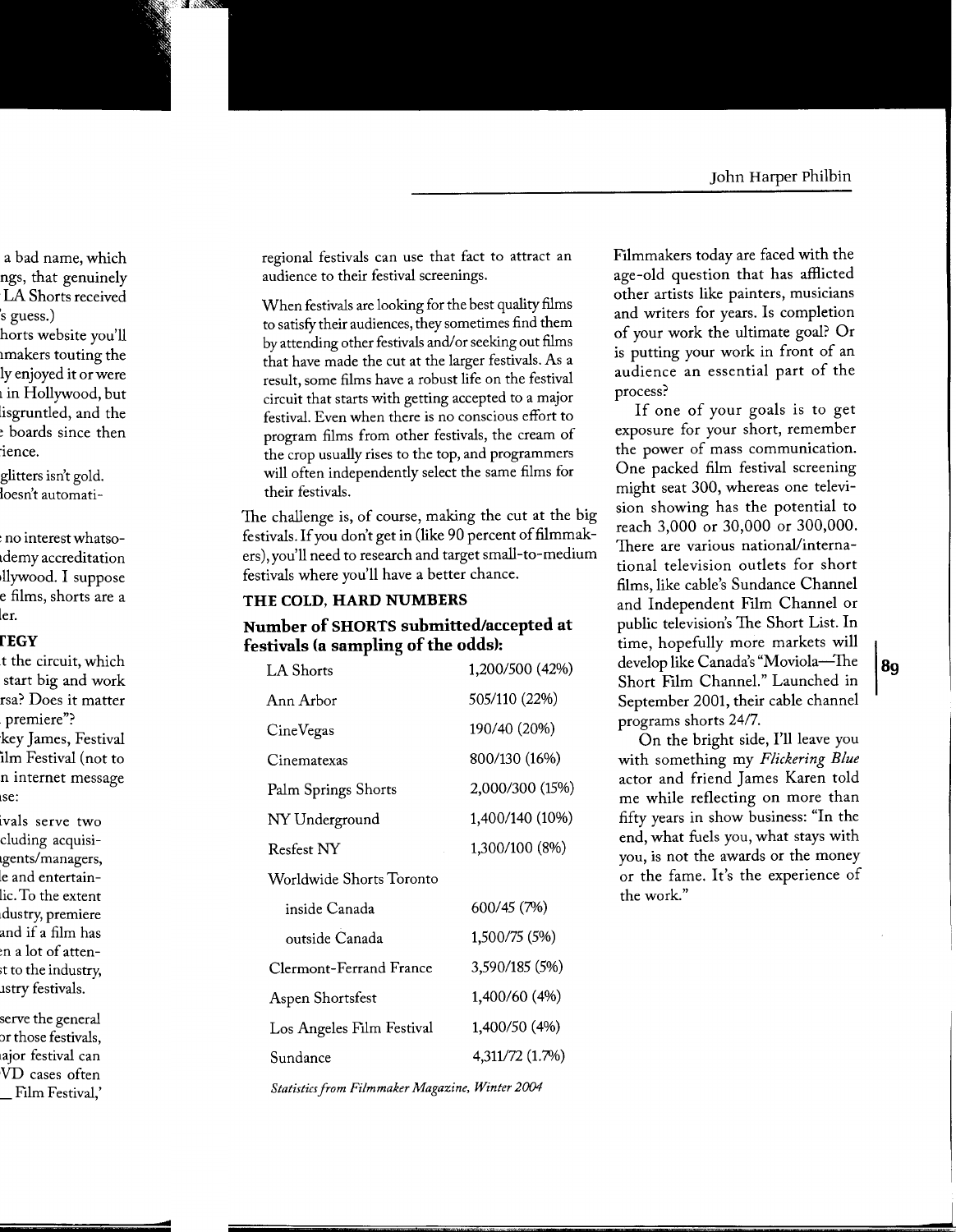regional festivals can use that fact to attract an audience to their festival screenings.

When festivals are looking for the best quality films to satisfy their audiences, they sometimes find them by attending other festivals and/or seeking out films that have made the cut at the larger festivals. As a result, some films have a robust life on the festival circuit that starts with getting accepted to a major festival. Even when there is no conscious effort to program films from other festivals, the cream of the crop usually rises to the top, and programmers will often independently select the same films for their festivals.

The challenge is, of course, making the cut at the big festivals. If you don't get in (like 90 percent of filmmakers), you'll need to research and target small-to-medium festivals where you'll have a better chance.

### THE COLD, HARD NUMBERS

### Number of SHORTS submitted/accepted at festivals (a sampling of the odds):

| | |
|---|---|
| LA Shorts | 1,200/500 (42%) |
| Ann Arbor | 505/110 (22%) |
| CineVegas | 190/40 (20%) |
| Cinematexas | 800/130 (16%) |
| Palm Springs Shorts | 2,000/300 (15%) |
| NY Underground | 1,400/140 (10%) |
| Resfest NY | 1,300/100 (8%) |
| Worldwide Shorts Toronto | |
| inside Canada | 600/45 (7%) |
| outside Canada | 1,500/75 (5%) |
| Clermont-Ferrand France | 3,590/185 (5%) |
| Aspen Shortsfest | 1,400/60 (4%) |
| Los Angeles Film Festival | 1,400/50 (4%) |
| Sundance | 4,311/72 (1.7%) |

*Statistics from Filmmaker Magazine, Winter 2004*

Filmmakers today are faced with the age-old question that has afflicted other artists like painters, musicians and writers for years. Is completion of your work the ultimate goal? Or is putting your work in front of an audience an essential part of the process?

If one of your goals is to get exposure for your short, remember the power of mass communication. One packed film festival screening might seat 300, whereas one television showing has the potential to reach 3,000 or 30,000 or 300,000. There are various national/international television outlets for short films, like cable's Sundance Channel and Independent Film Channel or public television's The Short List. In time, hopefully more markets will develop like Canada's "Moviola—The Short Film Channel." Launched in September 2001, their cable channel programs shorts 24/7.

On the bright side, I'll leave you with something my *Flickering Blue* actor and friend James Karen told me while reflecting on more than fifty years in show business: "In the end, what fuels you, what stays with you, is not the awards or the money or the fame. It's the experience of the work."